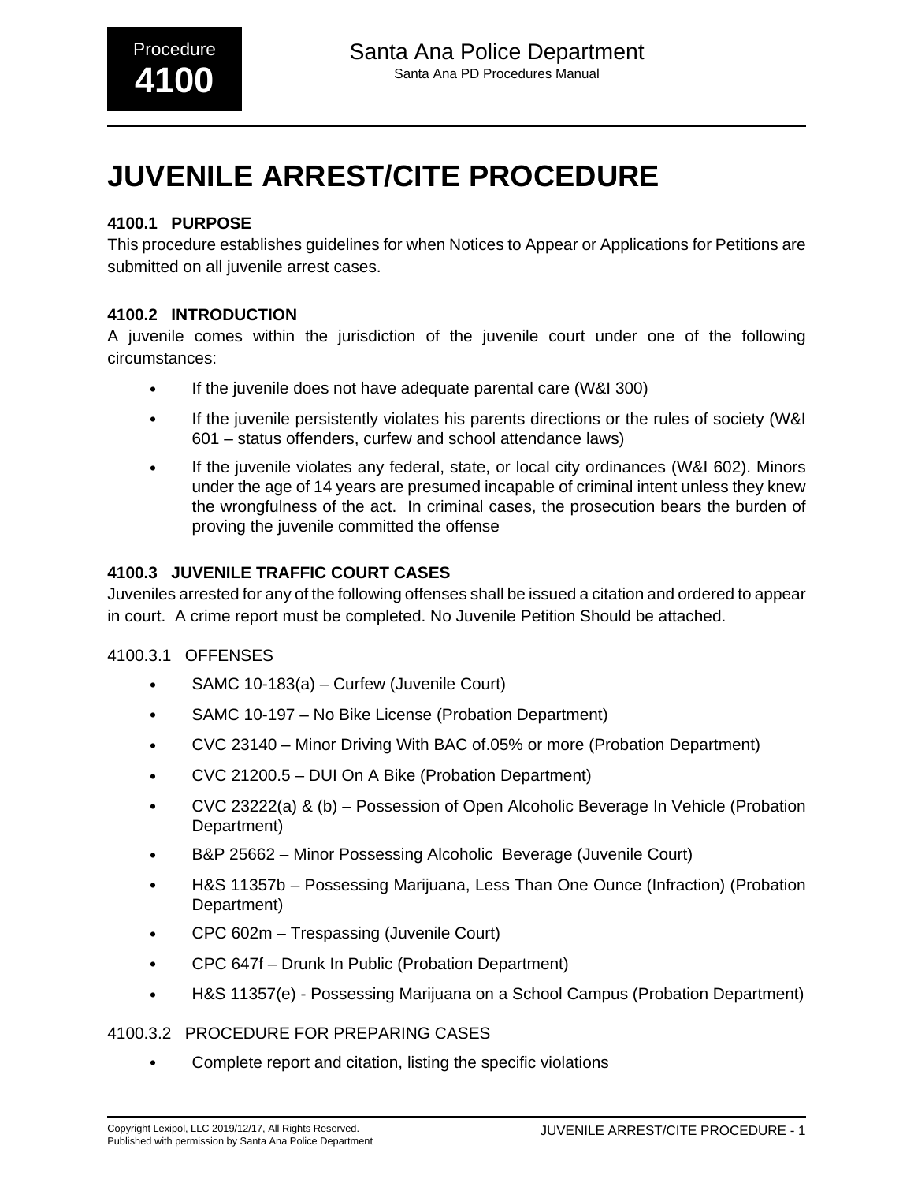Procedure **4100**

Santa Ana Police Department

Santa Ana PD Procedures Manual

# JUVENILE ARREST/CITE PROCEDURE

### 4100.1 PURPOSE

This procedure establishes guidelines for when Notices to Appear or Applications for Petitions are submitted on all juvenile arrest cases.

### 4100.2 INTRODUCTION

A juvenile comes within the jurisdiction of the juvenile court under one of the following circumstances:

- If the juvenile does not have adequate parental care (W&I 300)
- If the juvenile persistently violates his parents directions or the rules of society (W&I 601 – status offenders, curfew and school attendance laws)
- If the juvenile violates any federal, state, or local city ordinances (W&I 602). Minors under the age of 14 years are presumed incapable of criminal intent unless they knew the wrongfulness of the act. In criminal cases, the prosecution bears the burden of proving the juvenile committed the offense

### 4100.3 JUVENILE TRAFFIC COURT CASES

Juveniles arrested for any of the following offenses shall be issued a citation and ordered to appear in court. A crime report must be completed. No Juvenile Petition Should be attached.

#### 4100.3.1 OFFENSES

- SAMC 10-183(a) – Curfew (Juvenile Court)
- SAMC 10-197 – No Bike License (Probation Department)
- CVC 23140 – Minor Driving With BAC of.05% or more (Probation Department)
- CVC 21200.5 – DUI On A Bike (Probation Department)
- CVC 23222(a) & (b) – Possession of Open Alcoholic Beverage In Vehicle (Probation Department)
- B&P 25662 – Minor Possessing Alcoholic Beverage (Juvenile Court)
- H&S 11357b – Possessing Marijuana, Less Than One Ounce (Infraction) (Probation Department)
- CPC 602m – Trespassing (Juvenile Court)
- CPC 647f – Drunk In Public (Probation Department)
- H&S 11357(e) - Possessing Marijuana on a School Campus (Probation Department)

#### 4100.3.2 PROCEDURE FOR PREPARING CASES

- Complete report and citation, listing the specific violations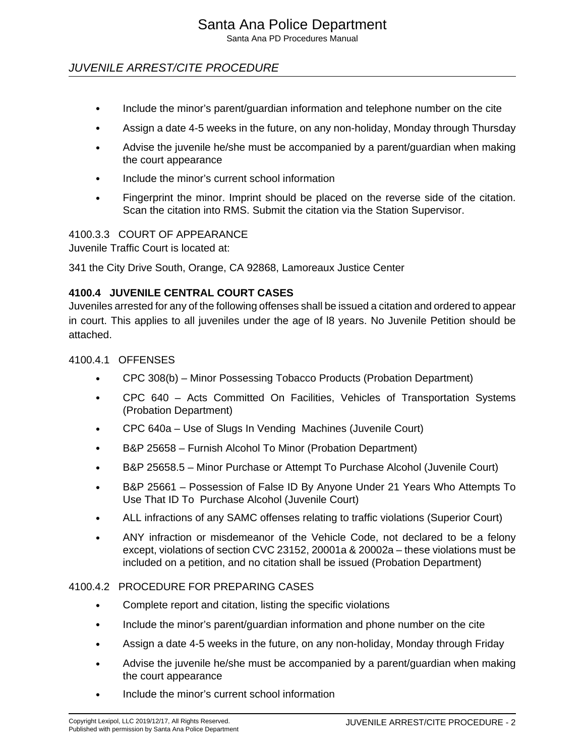- Include the minor's parent/guardian information and telephone number on the cite
- Assign a date 4-5 weeks in the future, on any non-holiday, Monday through Thursday
- Advise the juvenile he/she must be accompanied by a parent/guardian when making the court appearance
- Include the minor's current school information
- Fingerprint the minor. Imprint should be placed on the reverse side of the citation. Scan the citation into RMS. Submit the citation via the Station Supervisor.

4100.3.3 COURT OF APPEARANCE

Juvenile Traffic Court is located at:

341 the City Drive South, Orange, CA 92868, Lamoreaux Justice Center

### 4100.4 JUVENILE CENTRAL COURT CASES

Juveniles arrested for any of the following offenses shall be issued a citation and ordered to appear in court. This applies to all juveniles under the age of l8 years. No Juvenile Petition should be attached.

4100.4.1 OFFENSES

- CPC 308(b) – Minor Possessing Tobacco Products (Probation Department)
- CPC 640 – Acts Committed On Facilities, Vehicles of Transportation Systems (Probation Department)
- CPC 640a – Use of Slugs In Vending Machines (Juvenile Court)
- B&P 25658 – Furnish Alcohol To Minor (Probation Department)
- B&P 25658.5 – Minor Purchase or Attempt To Purchase Alcohol (Juvenile Court)
- B&P 25661 – Possession of False ID By Anyone Under 21 Years Who Attempts To Use That ID To Purchase Alcohol (Juvenile Court)
- ALL infractions of any SAMC offenses relating to traffic violations (Superior Court)
- ANY infraction or misdemeanor of the Vehicle Code, not declared to be a felony except, violations of section CVC 23152, 20001a & 20002a – these violations must be included on a petition, and no citation shall be issued (Probation Department)

4100.4.2 PROCEDURE FOR PREPARING CASES

- Complete report and citation, listing the specific violations
- Include the minor's parent/guardian information and phone number on the cite
- Assign a date 4-5 weeks in the future, on any non-holiday, Monday through Friday
- Advise the juvenile he/she must be accompanied by a parent/guardian when making the court appearance
- Include the minor's current school information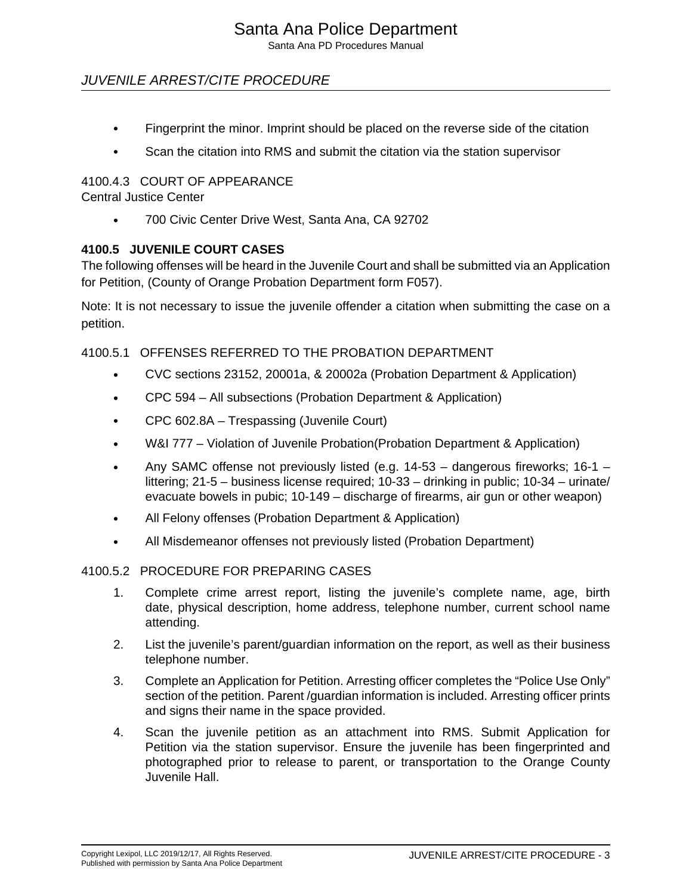- Fingerprint the minor. Imprint should be placed on the reverse side of the citation
- Scan the citation into RMS and submit the citation via the station supervisor

#### 4100.4.3 COURT OF APPEARANCE

Central Justice Center

- 700 Civic Center Drive West, Santa Ana, CA 92702

### 4100.5 JUVENILE COURT CASES

The following offenses will be heard in the Juvenile Court and shall be submitted via an Application for Petition, (County of Orange Probation Department form F057).

Note: It is not necessary to issue the juvenile offender a citation when submitting the case on a petition.

#### 4100.5.1 OFFENSES REFERRED TO THE PROBATION DEPARTMENT

- CVC sections 23152, 20001a, & 20002a (Probation Department & Application)
- CPC 594 – All subsections (Probation Department & Application)
- CPC 602.8A – Trespassing (Juvenile Court)
- W&I 777 – Violation of Juvenile Probation(Probation Department & Application)
- Any SAMC offense not previously listed (e.g. 14-53 – dangerous fireworks; 16-1 – littering; 21-5 – business license required; 10-33 – drinking in public; 10-34 – urinate/ evacuate bowels in pubic; 10-149 – discharge of firearms, air gun or other weapon)
- All Felony offenses (Probation Department & Application)
- All Misdemeanor offenses not previously listed (Probation Department)

#### 4100.5.2 PROCEDURE FOR PREPARING CASES

1. Complete crime arrest report, listing the juvenile's complete name, age, birth date, physical description, home address, telephone number, current school name attending.
2. List the juvenile's parent/guardian information on the report, as well as their business telephone number.
3. Complete an Application for Petition. Arresting officer completes the "Police Use Only" section of the petition. Parent /guardian information is included. Arresting officer prints and signs their name in the space provided.
4. Scan the juvenile petition as an attachment into RMS. Submit Application for Petition via the station supervisor. Ensure the juvenile has been fingerprinted and photographed prior to release to parent, or transportation to the Orange County Juvenile Hall.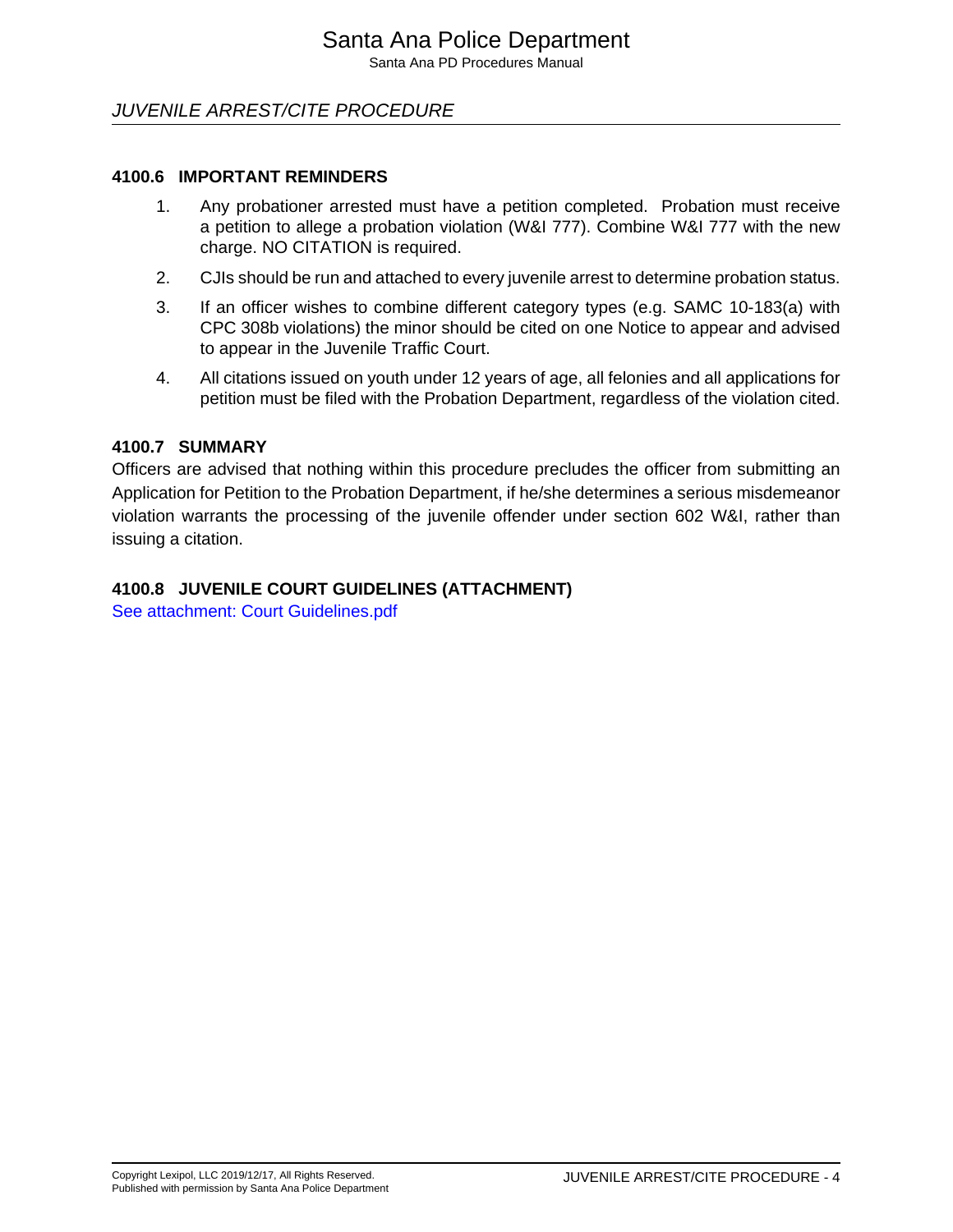### 4100.6 IMPORTANT REMINDERS

1. Any probationer arrested must have a petition completed. Probation must receive a petition to allege a probation violation (W&I 777). Combine W&I 777 with the new charge. NO CITATION is required.

2. CJIs should be run and attached to every juvenile arrest to determine probation status.

3. If an officer wishes to combine different category types (e.g. SAMC 10-183(a) with CPC 308b violations) the minor should be cited on one Notice to appear and advised to appear in the Juvenile Traffic Court.

4. All citations issued on youth under 12 years of age, all felonies and all applications for petition must be filed with the Probation Department, regardless of the violation cited.

### 4100.7 SUMMARY

Officers are advised that nothing within this procedure precludes the officer from submitting an Application for Petition to the Probation Department, if he/she determines a serious misdemeanor violation warrants the processing of the juvenile offender under section 602 W&I, rather than issuing a citation.

### 4100.8 JUVENILE COURT GUIDELINES (ATTACHMENT)

See attachment: Court Guidelines.pdf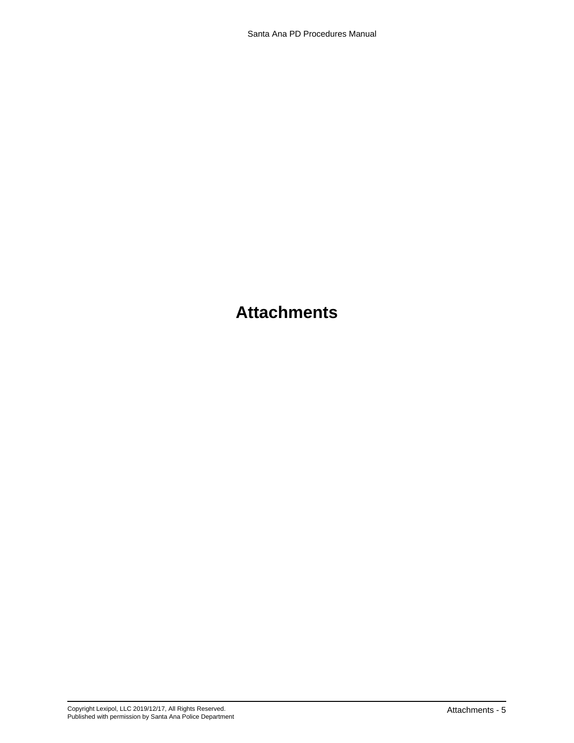# Attachments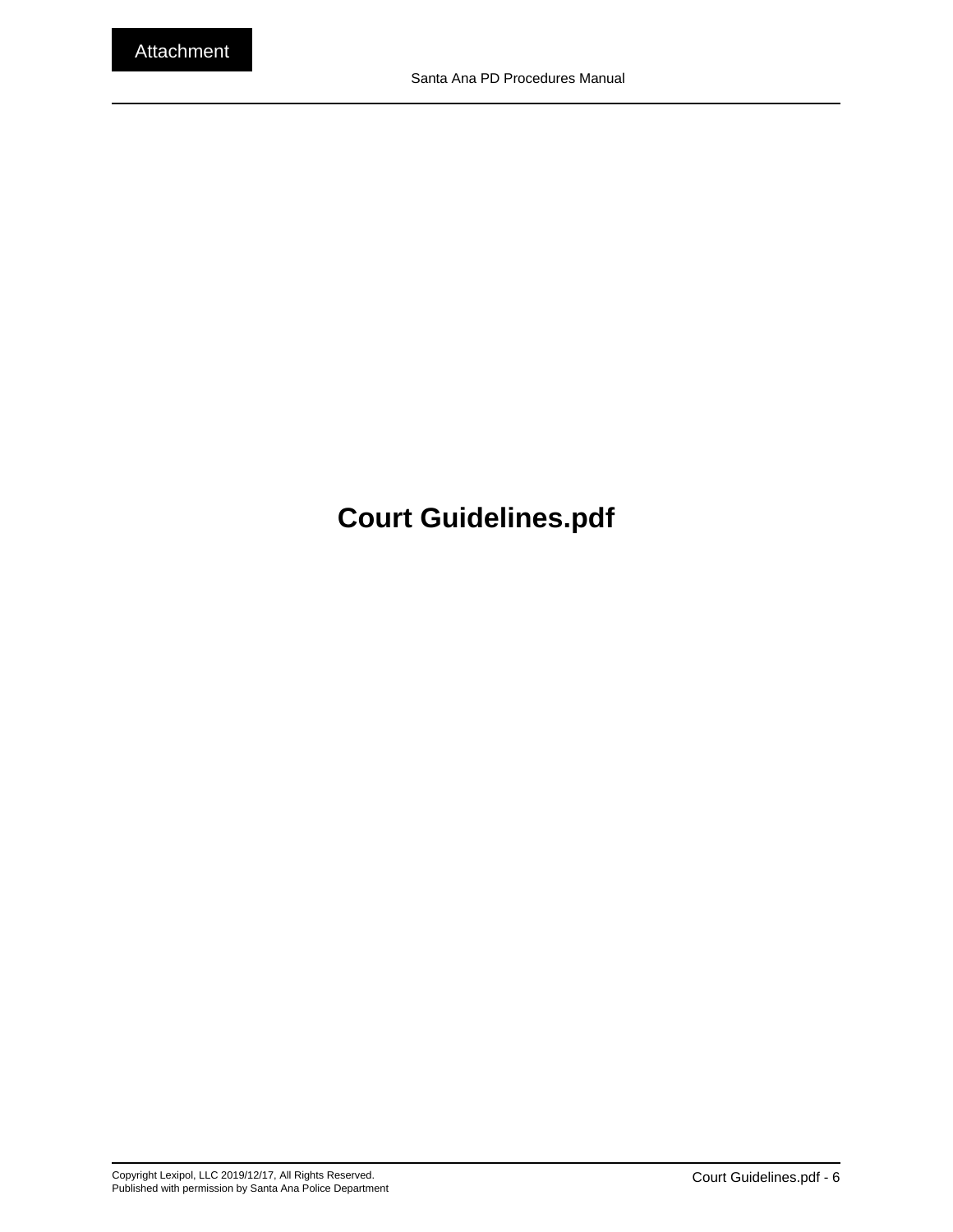Attachment

# Court Guidelines.pdf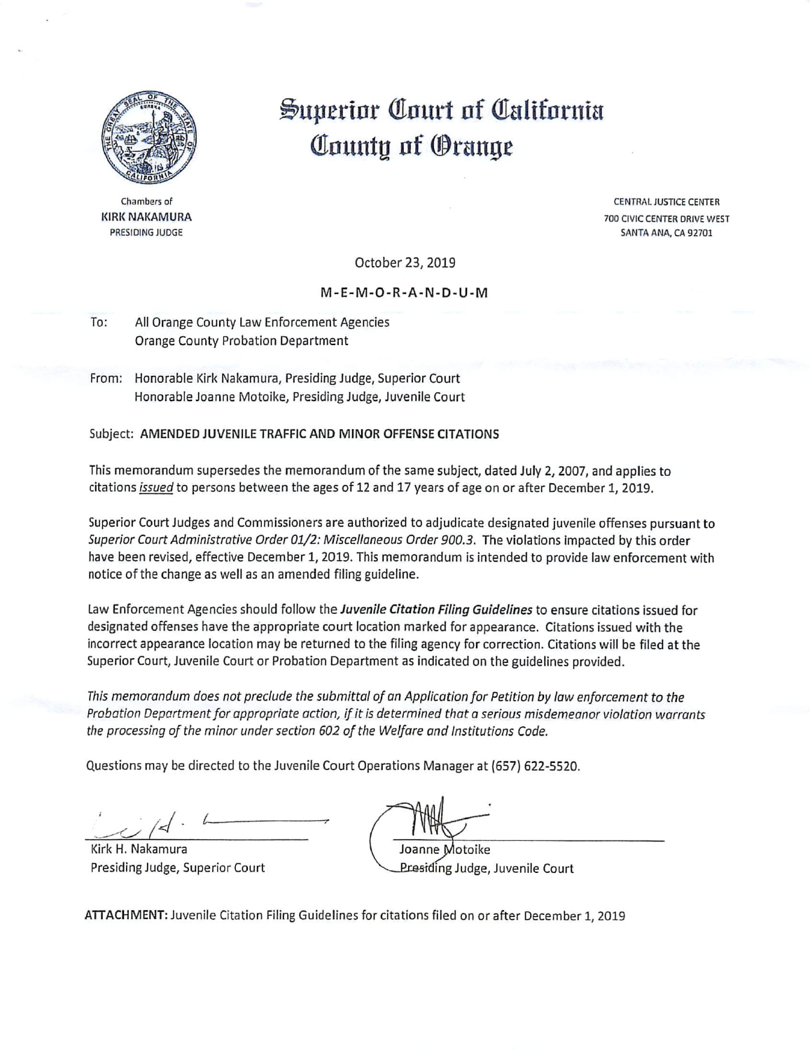# Superior Court of California County of Orange

Chambers of
KIRK NAKAMURA
PRESIDING JUDGE

CENTRAL JUSTICE CENTER
700 CIVIC CENTER DRIVE WEST
SANTA ANA, CA 92701

October 23, 2019

**M-E-M-O-R-A-N-D-U-M**

To: All Orange County Law Enforcement Agencies
Orange County Probation Department

From: Honorable Kirk Nakamura, Presiding Judge, Superior Court
Honorable Joanne Motoike, Presiding Judge, Juvenile Court

Subject: **AMENDED JUVENILE TRAFFIC AND MINOR OFFENSE CITATIONS**

This memorandum supersedes the memorandum of the same subject, dated July 2, 2007, and applies to citations *issued* to persons between the ages of 12 and 17 years of age on or after December 1, 2019.

Superior Court Judges and Commissioners are authorized to adjudicate designated juvenile offenses pursuant to *Superior Court Administrative Order 01/2: Miscellaneous Order 900.3.* The violations impacted by this order have been revised, effective December 1, 2019. This memorandum is intended to provide law enforcement with notice of the change as well as an amended filing guideline.

Law Enforcement Agencies should follow the ***Juvenile Citation Filing Guidelines*** to ensure citations issued for designated offenses have the appropriate court location marked for appearance. Citations issued with the incorrect appearance location may be returned to the filing agency for correction. Citations will be filed at the Superior Court, Juvenile Court or Probation Department as indicated on the guidelines provided.

*This memorandum does not preclude the submittal of an Application for Petition by law enforcement to the Probation Department for appropriate action, if it is determined that a serious misdemeanor violation warrants the processing of the minor under section 602 of the Welfare and Institutions Code.*

Questions may be directed to the Juvenile Court Operations Manager at (657) 622-5520.

Kirk H. Nakamura
Presiding Judge, Superior Court

Joanne Motoike
Presiding Judge, Juvenile Court

**ATTACHMENT:** Juvenile Citation Filing Guidelines for citations filed on or after December 1, 2019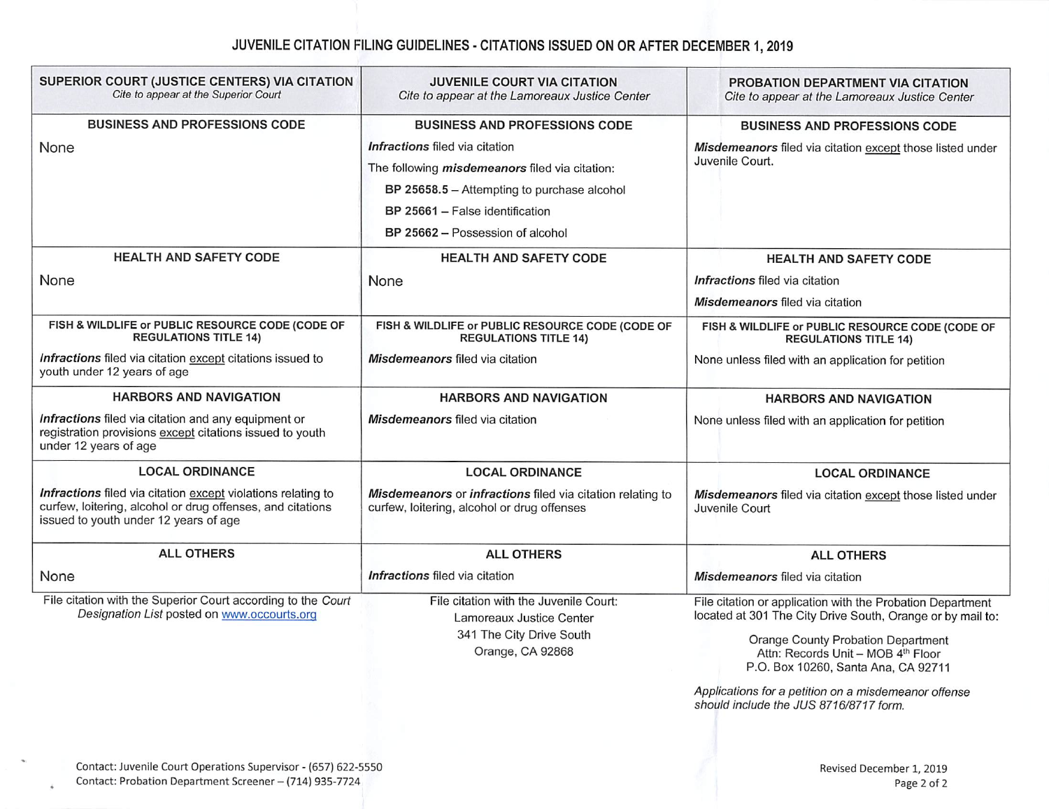# JUVENILE CITATION FILING GUIDELINES - CITATIONS ISSUED ON OR AFTER DECEMBER 1, 2019

| **SUPERIOR COURT (JUSTICE CENTERS) VIA CITATION** *Cite to appear at the Superior Court* | **JUVENILE COURT VIA CITATION** *Cite to appear at the Lamoreaux Justice Center* | **PROBATION DEPARTMENT VIA CITATION** *Cite to appear at the Lamoreaux Justice Center* |
|---|---|---|
| **BUSINESS AND PROFESSIONS CODE** | **BUSINESS AND PROFESSIONS CODE** | **BUSINESS AND PROFESSIONS CODE** |
| None | ***Infractions*** filed via citation<br>The following ***misdemeanors*** filed via citation:<br>**BP 25658.5** – Attempting to purchase alcohol<br>**BP 25661** – False identification<br>**BP 25662** – Possession of alcohol | ***Misdemeanors*** filed via citation <u>except</u> those listed under Juvenile Court. |
| **HEALTH AND SAFETY CODE** | **HEALTH AND SAFETY CODE** | **HEALTH AND SAFETY CODE** |
| None | None | ***Infractions*** filed via citation<br>***Misdemeanors*** filed via citation |
| **FISH & WILDLIFE or PUBLIC RESOURCE CODE (CODE OF REGULATIONS TITLE 14)** | **FISH & WILDLIFE or PUBLIC RESOURCE CODE (CODE OF REGULATIONS TITLE 14)** | **FISH & WILDLIFE or PUBLIC RESOURCE CODE (CODE OF REGULATIONS TITLE 14)** |
| ***Infractions*** filed via citation <u>except</u> citations issued to youth under 12 years of age | ***Misdemeanors*** filed via citation | None unless filed with an application for petition |
| **HARBORS AND NAVIGATION** | **HARBORS AND NAVIGATION** | **HARBORS AND NAVIGATION** |
| ***Infractions*** filed via citation and any equipment or registration provisions <u>except</u> citations issued to youth under 12 years of age | ***Misdemeanors*** filed via citation | None unless filed with an application for petition |
| **LOCAL ORDINANCE** | **LOCAL ORDINANCE** | **LOCAL ORDINANCE** |
| ***Infractions*** filed via citation <u>except</u> violations relating to curfew, loitering, alcohol or drug offenses, and citations issued to youth under 12 years of age | ***Misdemeanors*** or ***infractions*** filed via citation relating to curfew, loitering, alcohol or drug offenses | ***Misdemeanors*** filed via citation <u>except</u> those listed under Juvenile Court |
| **ALL OTHERS** | **ALL OTHERS** | **ALL OTHERS** |
| None | ***Infractions*** filed via citation | ***Misdemeanors*** filed via citation |
| File citation with the Superior Court according to the *Court Designation List* posted on www.occourts.org | File citation with the Juvenile Court:<br>Lamoreaux Justice Center<br>341 The City Drive South<br>Orange, CA 92868 | File citation or application with the Probation Department located at 301 The City Drive South, Orange or by mail to:<br>Orange County Probation Department<br>Attn: Records Unit – MOB 4th Floor<br>P.O. Box 10260, Santa Ana, CA 92711<br>*Applications for a petition on a misdemeanor offense should include the JUS 8716/8717 form.* |

Contact: Juvenile Court Operations Supervisor - (657) 622-5550
Contact: Probation Department Screener – (714) 935-7724

Revised December 1, 2019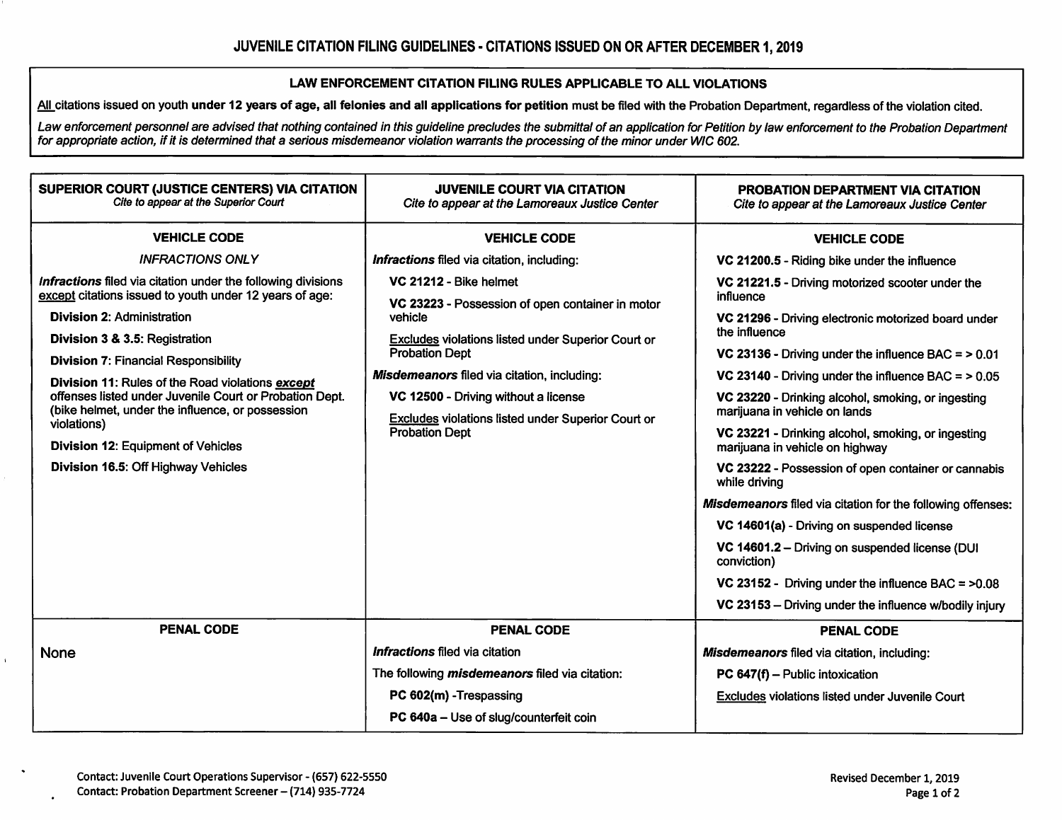# JUVENILE CITATION FILING GUIDELINES - CITATIONS ISSUED ON OR AFTER DECEMBER 1, 2019

## LAW ENFORCEMENT CITATION FILING RULES APPLICABLE TO ALL VIOLATIONS

All citations issued on youth **under 12 years of age, all felonies and all applications for petition** must be filed with the Probation Department, regardless of the violation cited.

*Law enforcement personnel are advised that nothing contained in this guideline precludes the submittal of an application for Petition by law enforcement to the Probation Department for appropriate action, if it is determined that a serious misdemeanor violation warrants the processing of the minor under WIC 602.*

| **SUPERIOR COURT (JUSTICE CENTERS) VIA CITATION**<br>*Cite to appear at the Superior Court* | **JUVENILE COURT VIA CITATION**<br>*Cite to appear at the Lamoreaux Justice Center* | **PROBATION DEPARTMENT VIA CITATION**<br>*Cite to appear at the Lamoreaux Justice Center* |
|---|---|---|
| **VEHICLE CODE**<br>*INFRACTIONS ONLY*<br>***Infractions*** filed via citation under the following divisions except citations issued to youth under 12 years of age:<br>**Division 2**: Administration<br>**Division 3 & 3.5**: Registration<br>**Division 7**: Financial Responsibility<br>**Division 11**: Rules of the Road violations ***except*** offenses listed under Juvenile Court or Probation Dept. (bike helmet, under the influence, or possession violations)<br>**Division 12**: Equipment of Vehicles<br>**Division 16.5**: Off Highway Vehicles | **VEHICLE CODE**<br>***Infractions*** filed via citation, including:<br>**VC 21212** - Bike helmet<br>**VC 23223** - Possession of open container in motor vehicle<br>Excludes violations listed under Superior Court or Probation Dept<br>***Misdemeanors*** filed via citation, including:<br>**VC 12500** - Driving without a license<br>Excludes violations listed under Superior Court or Probation Dept | **VEHICLE CODE**<br>**VC 21200.5** - Riding bike under the influence<br>**VC 21221.5** - Driving motorized scooter under the influence<br>**VC 21296** - Driving electronic motorized board under the influence<br>**VC 23136** - Driving under the influence BAC = > 0.01<br>**VC 23140** - Driving under the influence BAC = > 0.05<br>**VC 23220** - Drinking alcohol, smoking, or ingesting marijuana in vehicle on lands<br>**VC 23221** - Drinking alcohol, smoking, or ingesting marijuana in vehicle on highway<br>**VC 23222** - Possession of open container or cannabis while driving<br>***Misdemeanors*** filed via citation for the following offenses:<br>**VC 14601(a)** - Driving on suspended license<br>**VC 14601.2** – Driving on suspended license (DUI conviction)<br>**VC 23152** - Driving under the influence BAC = >0.08<br>**VC 23153** – Driving under the influence w/bodily injury |
| **PENAL CODE**<br>None | **PENAL CODE**<br>***Infractions*** filed via citation<br>The following ***misdemeanors*** filed via citation:<br>**PC 602(m)** -Trespassing<br>**PC 640a** – Use of slug/counterfeit coin | **PENAL CODE**<br>***Misdemeanors*** filed via citation, including:<br>**PC 647(f)** – Public intoxication<br>Excludes violations listed under Juvenile Court |

Contact: Juvenile Court Operations Supervisor - (657) 622-5550
Contact: Probation Department Screener – (714) 935-7724

Revised December 1, 2019